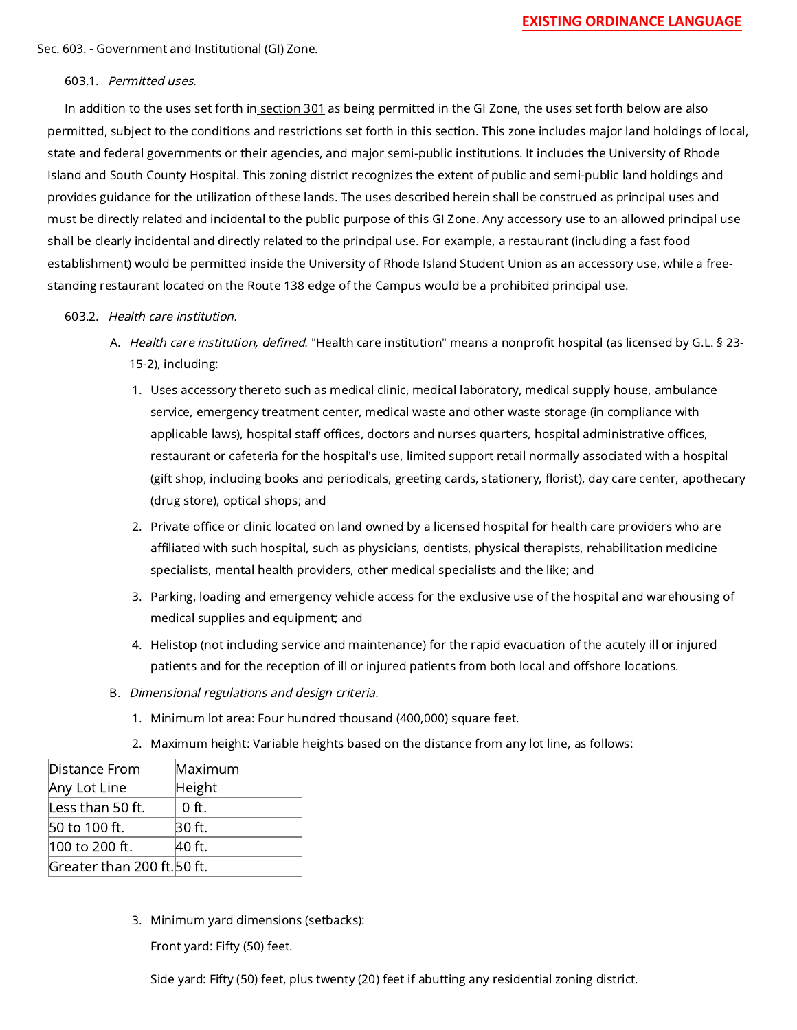**EXISTING ORDINANCE LANGUAGE**

Sec. 603. - Government and Institutional (GI) Zone.

603.1. *Permitted uses.*

In addition to the uses set forth in section 301 as being permitted in the GI Zone, the uses set forth below are also permitted, subject to the conditions and restrictions set forth in this section. This zone includes major land holdings of local, state and federal governments or their agencies, and major semi-public institutions. It includes the University of Rhode Island and South County Hospital. This zoning district recognizes the extent of public and semi-public land holdings and provides guidance for the utilization of these lands. The uses described herein shall be construed as principal uses and must be directly related and incidental to the public purpose of this GI Zone. Any accessory use to an allowed principal use shall be clearly incidental and directly related to the principal use. For example, a restaurant (including a fast food establishment) would be permitted inside the University of Rhode Island Student Union as an accessory use, while a free-standing restaurant located on the Route 138 edge of the Campus would be a prohibited principal use.

603.2. *Health care institution.*

A. *Health care institution, defined.* "Health care institution" means a nonprofit hospital (as licensed by G.L. § 23-15-2), including:

1. Uses accessory thereto such as medical clinic, medical laboratory, medical supply house, ambulance service, emergency treatment center, medical waste and other waste storage (in compliance with applicable laws), hospital staff offices, doctors and nurses quarters, hospital administrative offices, restaurant or cafeteria for the hospital's use, limited support retail normally associated with a hospital (gift shop, including books and periodicals, greeting cards, stationery, florist), day care center, apothecary (drug store), optical shops; and
2. Private office or clinic located on land owned by a licensed hospital for health care providers who are affiliated with such hospital, such as physicians, dentists, physical therapists, rehabilitation medicine specialists, mental health providers, other medical specialists and the like; and
3. Parking, loading and emergency vehicle access for the exclusive use of the hospital and warehousing of medical supplies and equipment; and
4. Helistop (not including service and maintenance) for the rapid evacuation of the acutely ill or injured patients and for the reception of ill or injured patients from both local and offshore locations.

B. *Dimensional regulations and design criteria.*

1. Minimum lot area: Four hundred thousand (400,000) square feet.
2. Maximum height: Variable heights based on the distance from any lot line, as follows:

| Distance From Any Lot Line | Maximum Height |
|---|---|
| Less than 50 ft. | 0 ft. |
| 50 to 100 ft. | 30 ft. |
| 100 to 200 ft. | 40 ft. |
| Greater than 200 ft. | 50 ft. |

3. Minimum yard dimensions (setbacks):

   Front yard: Fifty (50) feet.

   Side yard: Fifty (50) feet, plus twenty (20) feet if abutting any residential zoning district.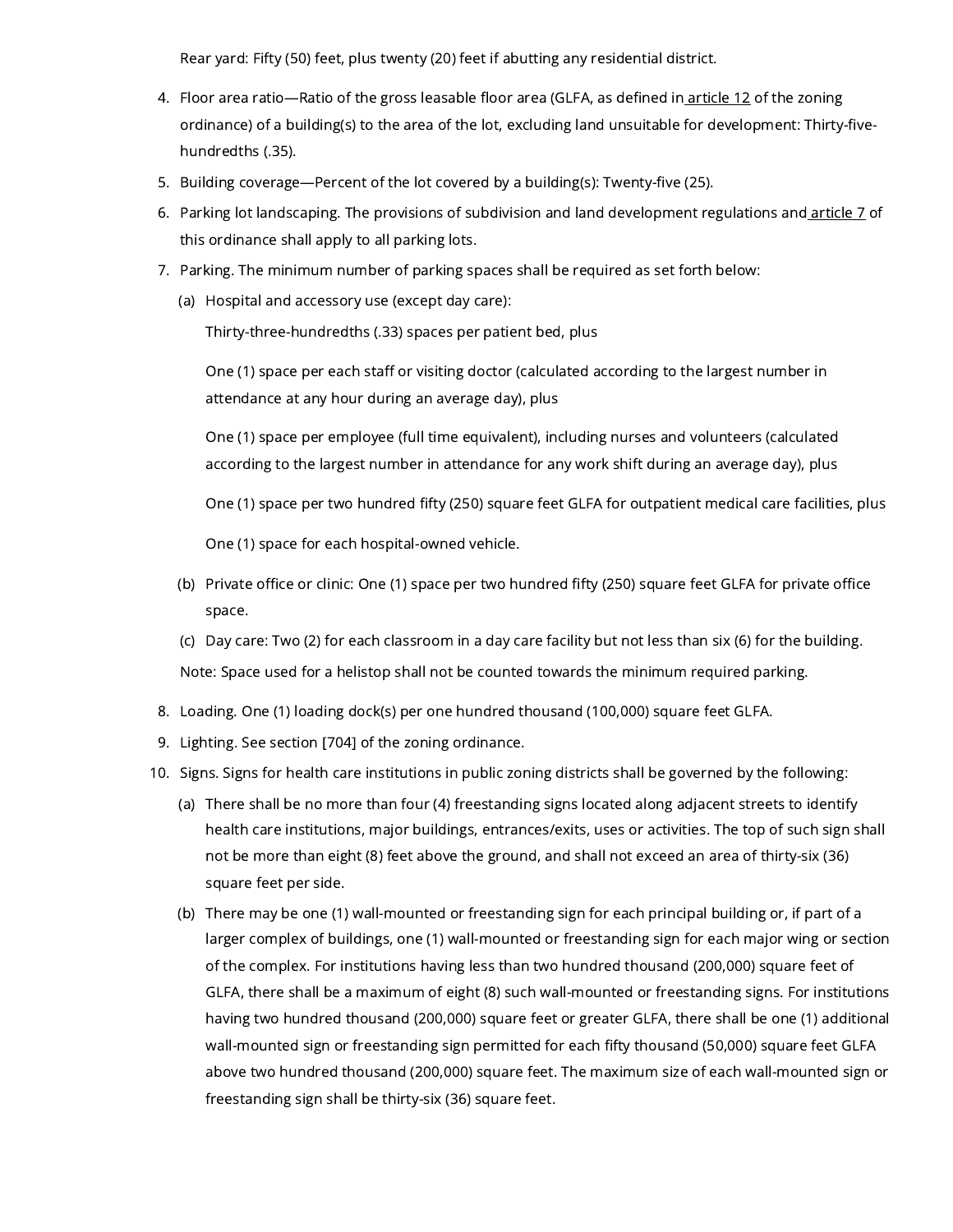Rear yard: Fifty (50) feet, plus twenty (20) feet if abutting any residential district.

4. Floor area ratio—Ratio of the gross leasable floor area (GLFA, as defined in article 12 of the zoning ordinance) of a building(s) to the area of the lot, excluding land unsuitable for development: Thirty-five-hundredths (.35).
5. Building coverage—Percent of the lot covered by a building(s): Twenty-five (25).
6. Parking lot landscaping. The provisions of subdivision and land development regulations and article 7 of this ordinance shall apply to all parking lots.
7. Parking. The minimum number of parking spaces shall be required as set forth below:
   (a) Hospital and accessory use (except day care):

   Thirty-three-hundredths (.33) spaces per patient bed, plus

   One (1) space per each staff or visiting doctor (calculated according to the largest number in attendance at any hour during an average day), plus

   One (1) space per employee (full time equivalent), including nurses and volunteers (calculated according to the largest number in attendance for any work shift during an average day), plus

   One (1) space per two hundred fifty (250) square feet GLFA for outpatient medical care facilities, plus

   One (1) space for each hospital-owned vehicle.

   (b) Private office or clinic: One (1) space per two hundred fifty (250) square feet GLFA for private office space.

   (c) Day care: Two (2) for each classroom in a day care facility but not less than six (6) for the building.

   Note: Space used for a helistop shall not be counted towards the minimum required parking.

8. Loading. One (1) loading dock(s) per one hundred thousand (100,000) square feet GLFA.
9. Lighting. See section [704] of the zoning ordinance.
10. Signs. Signs for health care institutions in public zoning districts shall be governed by the following:
    (a) There shall be no more than four (4) freestanding signs located along adjacent streets to identify health care institutions, major buildings, entrances/exits, uses or activities. The top of such sign shall not be more than eight (8) feet above the ground, and shall not exceed an area of thirty-six (36) square feet per side.

    (b) There may be one (1) wall-mounted or freestanding sign for each principal building or, if part of a larger complex of buildings, one (1) wall-mounted or freestanding sign for each major wing or section of the complex. For institutions having less than two hundred thousand (200,000) square feet of GLFA, there shall be a maximum of eight (8) such wall-mounted or freestanding signs. For institutions having two hundred thousand (200,000) square feet or greater GLFA, there shall be one (1) additional wall-mounted sign or freestanding sign permitted for each fifty thousand (50,000) square feet GLFA above two hundred thousand (200,000) square feet. The maximum size of each wall-mounted sign or freestanding sign shall be thirty-six (36) square feet.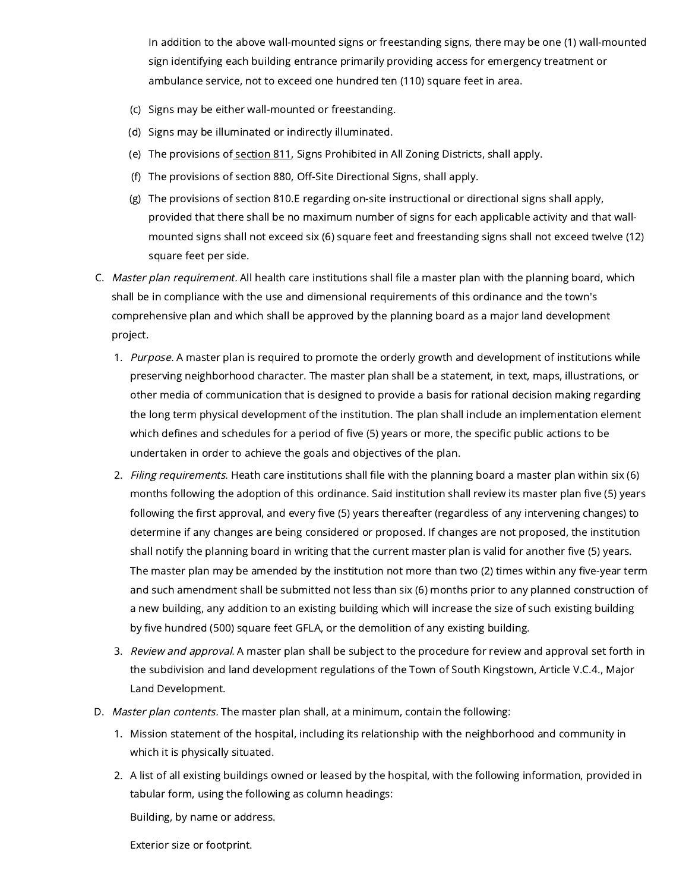In addition to the above wall-mounted signs or freestanding signs, there may be one (1) wall-mounted sign identifying each building entrance primarily providing access for emergency treatment or ambulance service, not to exceed one hundred ten (110) square feet in area.

(c) Signs may be either wall-mounted or freestanding.

(d) Signs may be illuminated or indirectly illuminated.

(e) The provisions of section 811, Signs Prohibited in All Zoning Districts, shall apply.

(f) The provisions of section 880, Off-Site Directional Signs, shall apply.

(g) The provisions of section 810.E regarding on-site instructional or directional signs shall apply, provided that there shall be no maximum number of signs for each applicable activity and that wall-mounted signs shall not exceed six (6) square feet and freestanding signs shall not exceed twelve (12) square feet per side.

C. *Master plan requirement.* All health care institutions shall file a master plan with the planning board, which shall be in compliance with the use and dimensional requirements of this ordinance and the town's comprehensive plan and which shall be approved by the planning board as a major land development project.

1. *Purpose.* A master plan is required to promote the orderly growth and development of institutions while preserving neighborhood character. The master plan shall be a statement, in text, maps, illustrations, or other media of communication that is designed to provide a basis for rational decision making regarding the long term physical development of the institution. The plan shall include an implementation element which defines and schedules for a period of five (5) years or more, the specific public actions to be undertaken in order to achieve the goals and objectives of the plan.

2. *Filing requirements.* Heath care institutions shall file with the planning board a master plan within six (6) months following the adoption of this ordinance. Said institution shall review its master plan five (5) years following the first approval, and every five (5) years thereafter (regardless of any intervening changes) to determine if any changes are being considered or proposed. If changes are not proposed, the institution shall notify the planning board in writing that the current master plan is valid for another five (5) years. The master plan may be amended by the institution not more than two (2) times within any five-year term and such amendment shall be submitted not less than six (6) months prior to any planned construction of a new building, any addition to an existing building which will increase the size of such existing building by five hundred (500) square feet GFLA, or the demolition of any existing building.

3. *Review and approval.* A master plan shall be subject to the procedure for review and approval set forth in the subdivision and land development regulations of the Town of South Kingstown, Article V.C.4., Major Land Development.

D. *Master plan contents.* The master plan shall, at a minimum, contain the following:

1. Mission statement of the hospital, including its relationship with the neighborhood and community in which it is physically situated.

2. A list of all existing buildings owned or leased by the hospital, with the following information, provided in tabular form, using the following as column headings:

   Building, by name or address.

   Exterior size or footprint.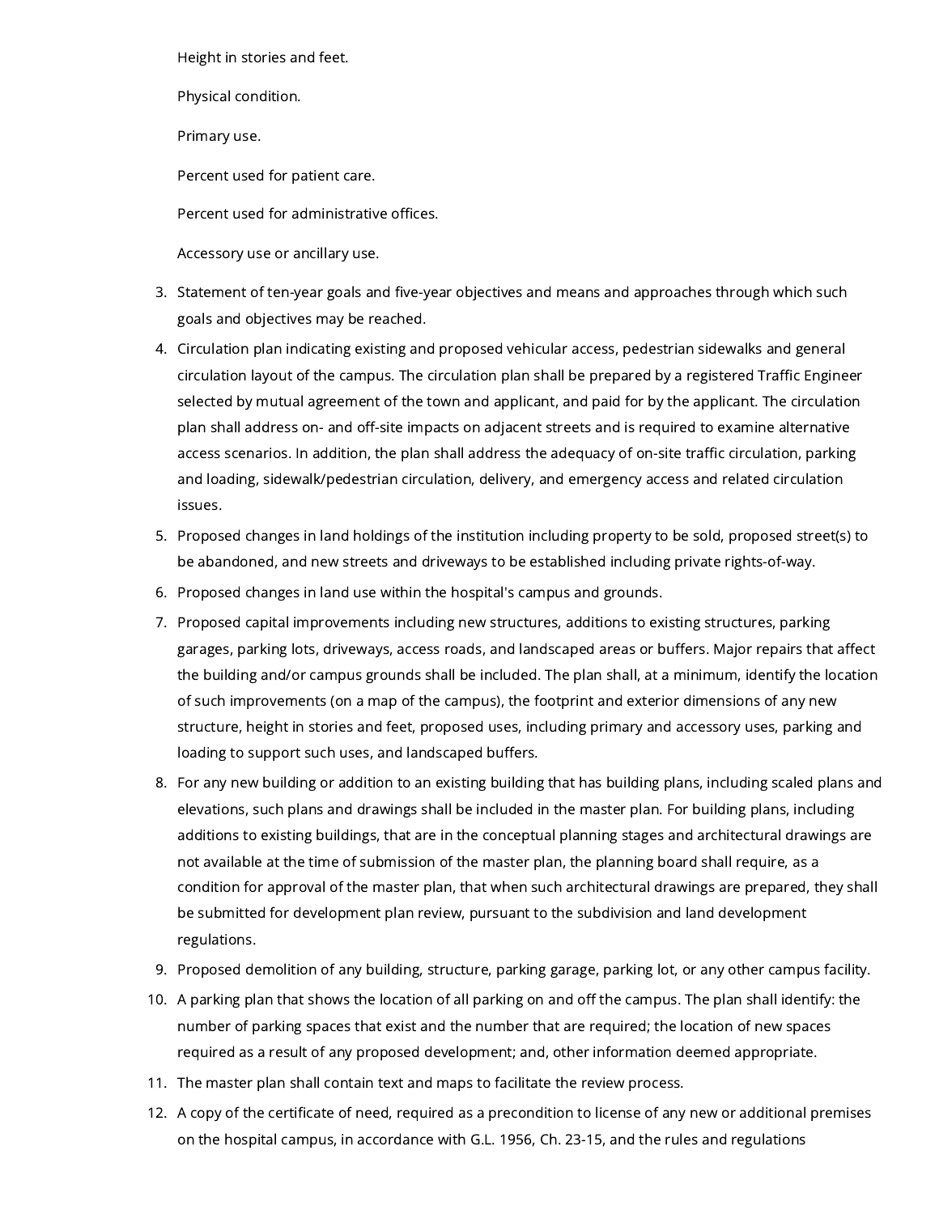Height in stories and feet.

Physical condition.

Primary use.

Percent used for patient care.

Percent used for administrative offices.

Accessory use or ancillary use.

3. Statement of ten-year goals and five-year objectives and means and approaches through which such goals and objectives may be reached.
4. Circulation plan indicating existing and proposed vehicular access, pedestrian sidewalks and general circulation layout of the campus. The circulation plan shall be prepared by a registered Traffic Engineer selected by mutual agreement of the town and applicant, and paid for by the applicant. The circulation plan shall address on- and off-site impacts on adjacent streets and is required to examine alternative access scenarios. In addition, the plan shall address the adequacy of on-site traffic circulation, parking and loading, sidewalk/pedestrian circulation, delivery, and emergency access and related circulation issues.
5. Proposed changes in land holdings of the institution including property to be sold, proposed street(s) to be abandoned, and new streets and driveways to be established including private rights-of-way.
6. Proposed changes in land use within the hospital's campus and grounds.
7. Proposed capital improvements including new structures, additions to existing structures, parking garages, parking lots, driveways, access roads, and landscaped areas or buffers. Major repairs that affect the building and/or campus grounds shall be included. The plan shall, at a minimum, identify the location of such improvements (on a map of the campus), the footprint and exterior dimensions of any new structure, height in stories and feet, proposed uses, including primary and accessory uses, parking and loading to support such uses, and landscaped buffers.
8. For any new building or addition to an existing building that has building plans, including scaled plans and elevations, such plans and drawings shall be included in the master plan. For building plans, including additions to existing buildings, that are in the conceptual planning stages and architectural drawings are not available at the time of submission of the master plan, the planning board shall require, as a condition for approval of the master plan, that when such architectural drawings are prepared, they shall be submitted for development plan review, pursuant to the subdivision and land development regulations.
9. Proposed demolition of any building, structure, parking garage, parking lot, or any other campus facility.
10. A parking plan that shows the location of all parking on and off the campus. The plan shall identify: the number of parking spaces that exist and the number that are required; the location of new spaces required as a result of any proposed development; and, other information deemed appropriate.
11. The master plan shall contain text and maps to facilitate the review process.
12. A copy of the certificate of need, required as a precondition to license of any new or additional premises on the hospital campus, in accordance with G.L. 1956, Ch. 23-15, and the rules and regulations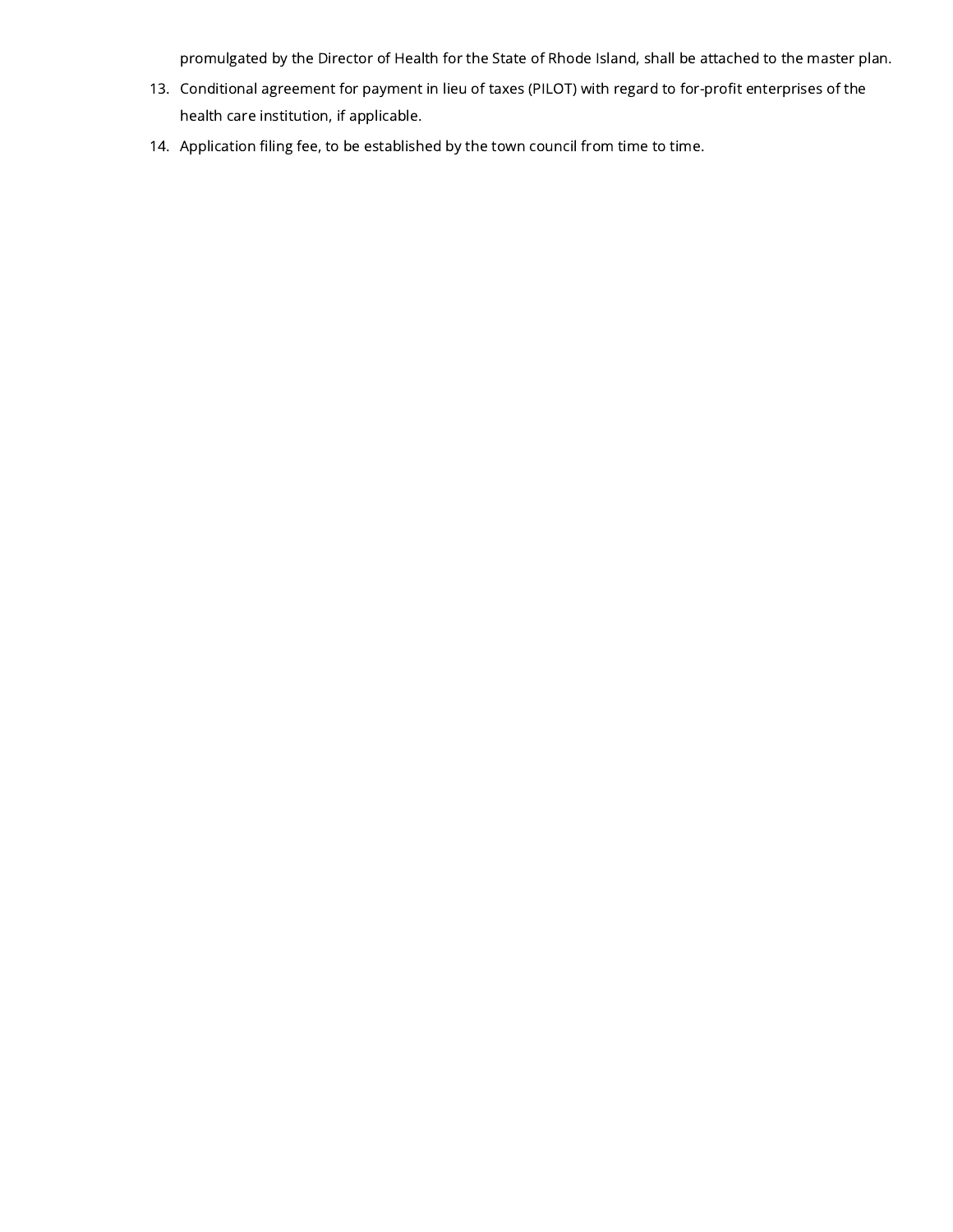promulgated by the Director of Health for the State of Rhode Island, shall be attached to the master plan.

13. Conditional agreement for payment in lieu of taxes (PILOT) with regard to for-profit enterprises of the health care institution, if applicable.
14. Application filing fee, to be established by the town council from time to time.